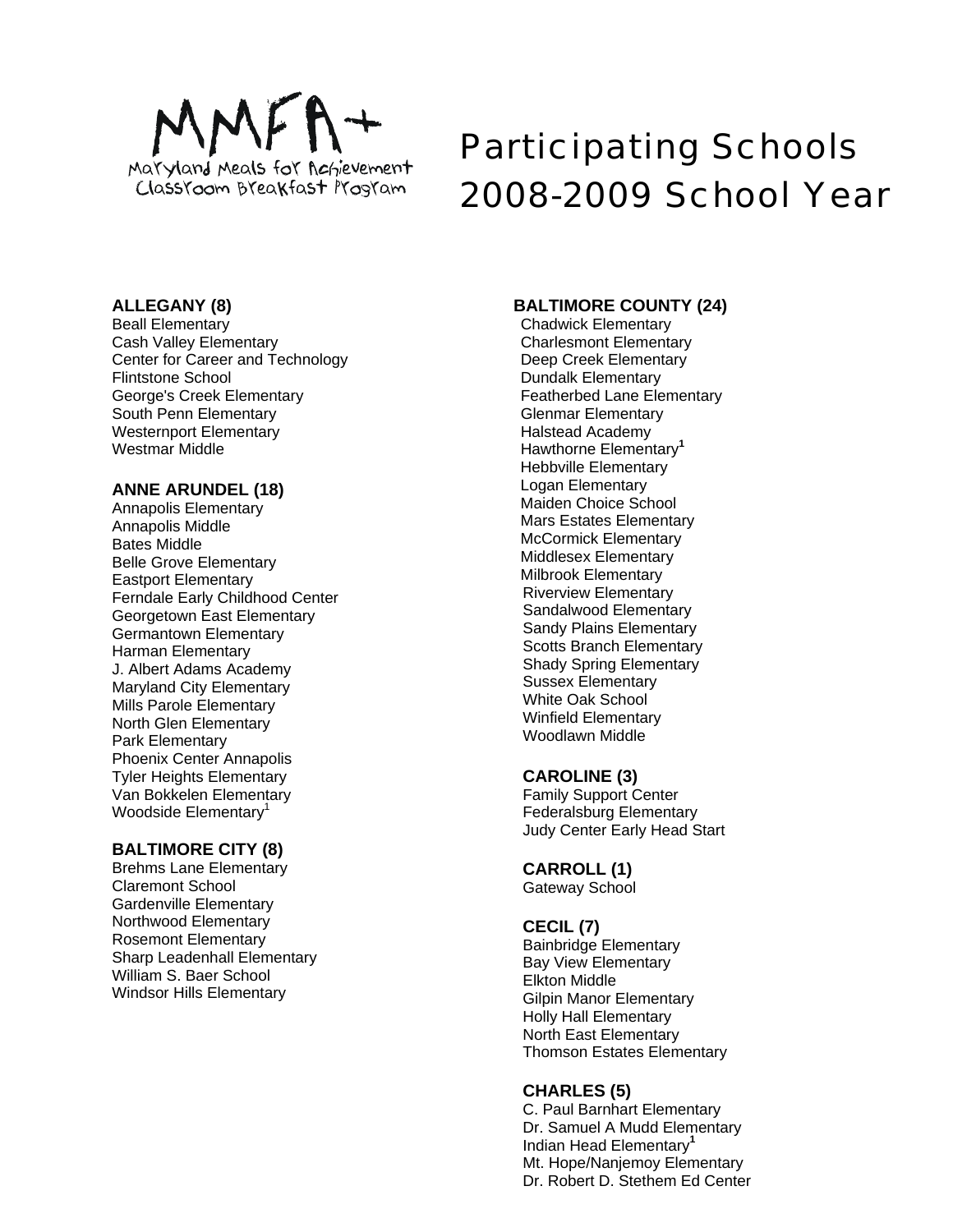MMFA+

Maryland Meals for Achievement

Classroom Breakfast Program

# Participating Schools 2008-2009 School Year

**ALLEGANY (8)**

Beall Elementary
Cash Valley Elementary
Center for Career and Technology
Flintstone School
George's Creek Elementary
South Penn Elementary
Westernport Elementary
Westmar Middle

**ANNE ARUNDEL (18)**

Annapolis Elementary
Annapolis Middle
Bates Middle
Belle Grove Elementary
Eastport Elementary
Ferndale Early Childhood Center
Georgetown East Elementary
Germantown Elementary
Harman Elementary
J. Albert Adams Academy
Maryland City Elementary
Mills Parole Elementary
North Glen Elementary
Park Elementary
Phoenix Center Annapolis
Tyler Heights Elementary
Van Bokkelen Elementary
Woodside Elementary[1]

**BALTIMORE CITY (8)**

Brehms Lane Elementary
Claremont School
Gardenville Elementary
Northwood Elementary
Rosemont Elementary
Sharp Leadenhall Elementary
William S. Baer School
Windsor Hills Elementary

**BALTIMORE COUNTY (24)**

Chadwick Elementary
Charlesmont Elementary
Deep Creek Elementary
Dundalk Elementary
Featherbed Lane Elementary
Glenmar Elementary
Halstead Academy
Hawthorne Elementary[1]
Hebbville Elementary
Logan Elementary
Maiden Choice School
Mars Estates Elementary
McCormick Elementary
Middlesex Elementary
Milbrook Elementary
Riverview Elementary
Sandalwood Elementary
Sandy Plains Elementary
Scotts Branch Elementary
Shady Spring Elementary
Sussex Elementary
White Oak School
Winfield Elementary
Woodlawn Middle

**CAROLINE (3)**

Family Support Center
Federalsburg Elementary
Judy Center Early Head Start

**CARROLL (1)**

Gateway School

**CECIL (7)**

Bainbridge Elementary
Bay View Elementary
Elkton Middle
Gilpin Manor Elementary
Holly Hall Elementary
North East Elementary
Thomson Estates Elementary

**CHARLES (5)**

C. Paul Barnhart Elementary
Dr. Samuel A Mudd Elementary
Indian Head Elementary[1]
Mt. Hope/Nanjemoy Elementary
Dr. Robert D. Stethem Ed Center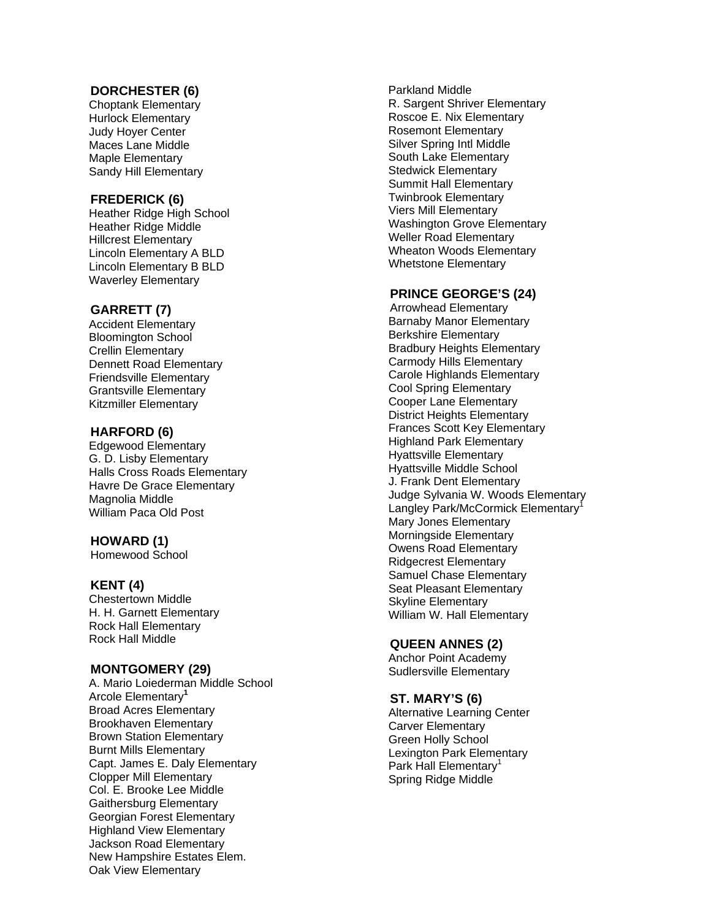**DORCHESTER (6)**

Choptank Elementary
Hurlock Elementary
Judy Hoyer Center
Maces Lane Middle
Maple Elementary
Sandy Hill Elementary

**FREDERICK (6)**

Heather Ridge High School
Heather Ridge Middle
Hillcrest Elementary
Lincoln Elementary A BLD
Lincoln Elementary B BLD
Waverley Elementary

**GARRETT (7)**

Accident Elementary
Bloomington School
Crellin Elementary
Dennett Road Elementary
Friendsville Elementary
Grantsville Elementary
Kitzmiller Elementary

**HARFORD (6)**

Edgewood Elementary
G. D. Lisby Elementary
Halls Cross Roads Elementary
Havre De Grace Elementary
Magnolia Middle
William Paca Old Post

**HOWARD (1)**

Homewood School

**KENT (4)**

Chestertown Middle
H. H. Garnett Elementary
Rock Hall Elementary
Rock Hall Middle

**MONTGOMERY (29)**

A. Mario Loiederman Middle School
Arcole Elementary[1]
Broad Acres Elementary
Brookhaven Elementary
Brown Station Elementary
Burnt Mills Elementary
Capt. James E. Daly Elementary
Clopper Mill Elementary
Col. E. Brooke Lee Middle
Gaithersburg Elementary
Georgian Forest Elementary
Highland View Elementary
Jackson Road Elementary
New Hampshire Estates Elem.
Oak View Elementary
Parkland Middle
R. Sargent Shriver Elementary
Roscoe E. Nix Elementary
Rosemont Elementary
Silver Spring Intl Middle
South Lake Elementary
Stedwick Elementary
Summit Hall Elementary
Twinbrook Elementary
Viers Mill Elementary
Washington Grove Elementary
Weller Road Elementary
Wheaton Woods Elementary
Whetstone Elementary

**PRINCE GEORGE'S (24)**

Arrowhead Elementary
Barnaby Manor Elementary
Berkshire Elementary
Bradbury Heights Elementary
Carmody Hills Elementary
Carole Highlands Elementary
Cool Spring Elementary
Cooper Lane Elementary
District Heights Elementary
Frances Scott Key Elementary
Highland Park Elementary
Hyattsville Elementary
Hyattsville Middle School
J. Frank Dent Elementary
Judge Sylvania W. Woods Elementary
Langley Park/McCormick Elementary[1]
Mary Jones Elementary
Morningside Elementary
Owens Road Elementary
Ridgecrest Elementary
Samuel Chase Elementary
Seat Pleasant Elementary
Skyline Elementary
William W. Hall Elementary

**QUEEN ANNES (2)**

Anchor Point Academy
Sudlersville Elementary

**ST. MARY'S (6)**

Alternative Learning Center
Carver Elementary
Green Holly School
Lexington Park Elementary
Park Hall Elementary[1]
Spring Ridge Middle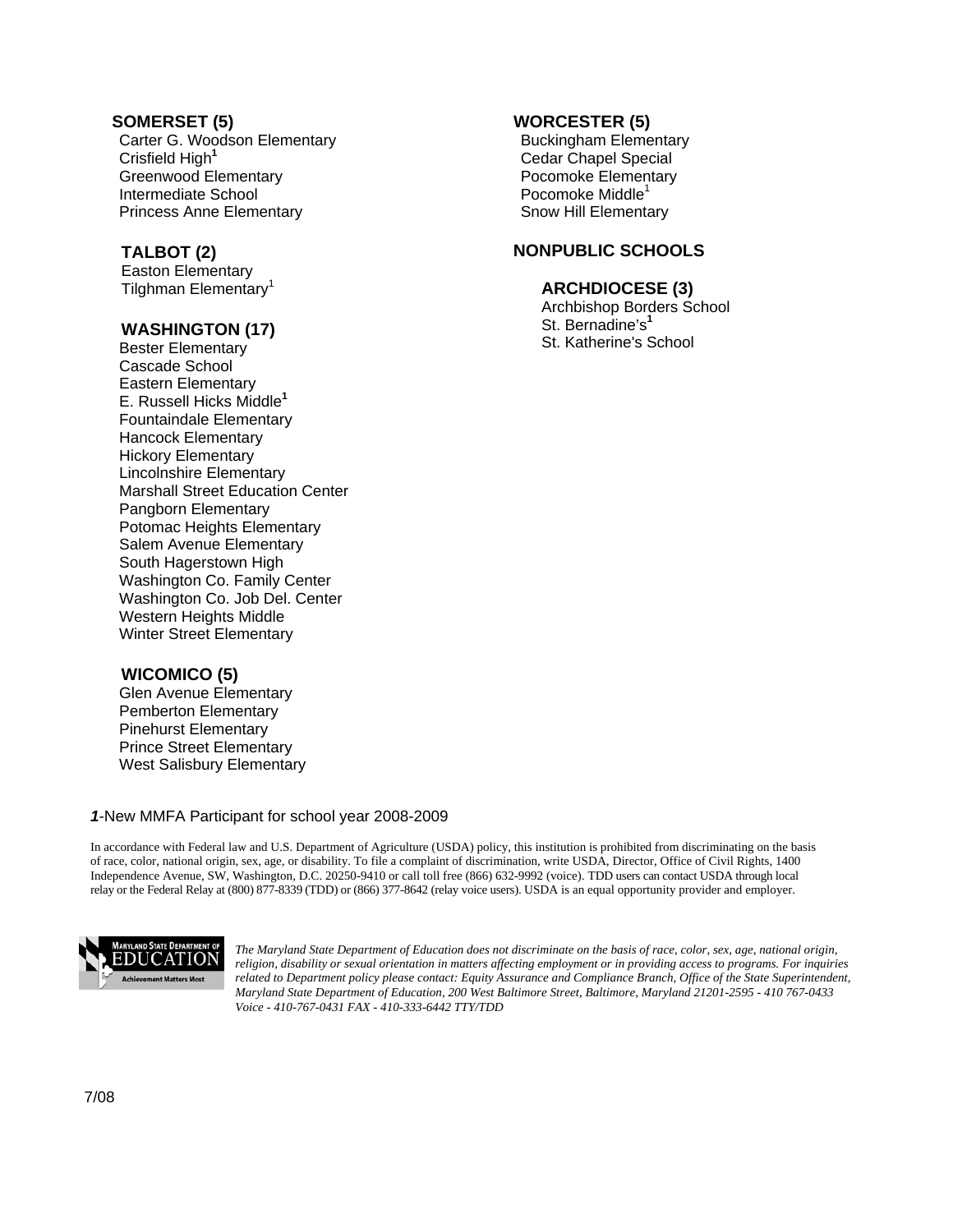### SOMERSET (5)

Carter G. Woodson Elementary
Crisfield High[1]
Greenwood Elementary
Intermediate School
Princess Anne Elementary

### TALBOT (2)

Easton Elementary
Tilghman Elementary[1]

### WASHINGTON (17)

Bester Elementary
Cascade School
Eastern Elementary
E. Russell Hicks Middle[1]
Fountaindale Elementary
Hancock Elementary
Hickory Elementary
Lincolnshire Elementary
Marshall Street Education Center
Pangborn Elementary
Potomac Heights Elementary
Salem Avenue Elementary
South Hagerstown High
Washington Co. Family Center
Washington Co. Job Del. Center
Western Heights Middle
Winter Street Elementary

### WICOMICO (5)

Glen Avenue Elementary
Pemberton Elementary
Pinehurst Elementary
Prince Street Elementary
West Salisbury Elementary

### WORCESTER (5)

Buckingham Elementary
Cedar Chapel Special
Pocomoke Elementary
Pocomoke Middle[1]
Snow Hill Elementary

## NONPUBLIC SCHOOLS

### ARCHDIOCESE (3)

Archbishop Borders School
St. Bernadine's[1]
St. Katherine's School

***1***-New MMFA Participant for school year 2008-2009

In accordance with Federal law and U.S. Department of Agriculture (USDA) policy, this institution is prohibited from discriminating on the basis of race, color, national origin, sex, age, or disability. To file a complaint of discrimination, write USDA, Director, Office of Civil Rights, 1400 Independence Avenue, SW, Washington, D.C. 20250-9410 or call toll free (866) 632-9992 (voice). TDD users can contact USDA through local relay or the Federal Relay at (800) 877-8339 (TDD) or (866) 377-8642 (relay voice users). USDA is an equal opportunity provider and employer.

MARYLAND STATE DEPARTMENT OF EDUCATION
Achievement Matters Most

*The Maryland State Department of Education does not discriminate on the basis of race, color, sex, age, national origin, religion, disability or sexual orientation in matters affecting employment or in providing access to programs. For inquiries related to Department policy please contact: Equity Assurance and Compliance Branch, Office of the State Superintendent, Maryland State Department of Education, 200 West Baltimore Street, Baltimore, Maryland 21201-2595 - 410 767-0433 Voice - 410-767-0431 FAX - 410-333-6442 TTY/TDD*

7/08